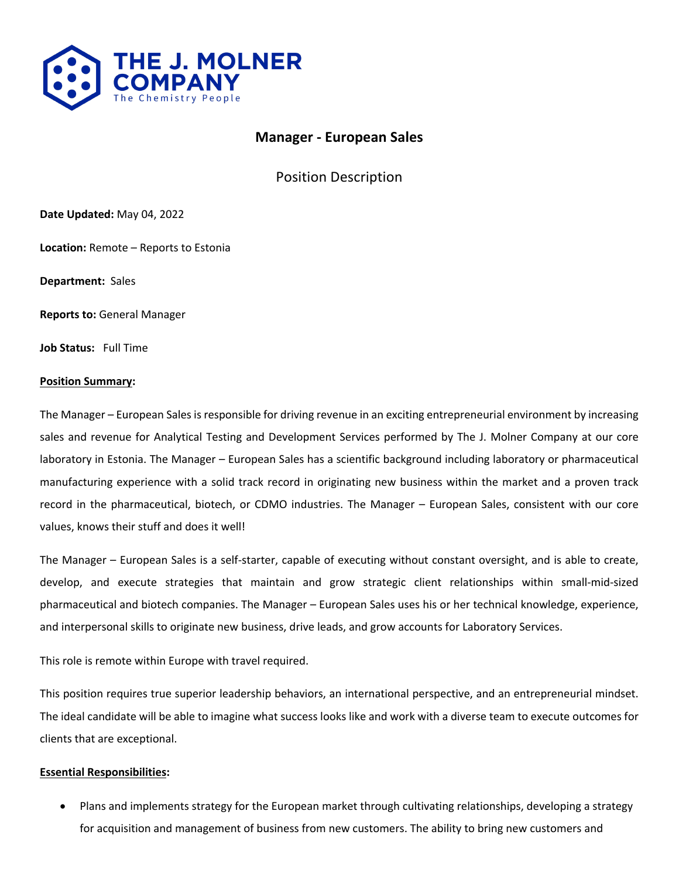THE J. MOLNER COMPANY
The Chemistry People

# Manager - European Sales

## Position Description

**Date Updated:** May 04, 2022

**Location:** Remote – Reports to Estonia

**Department:** Sales

**Reports to:** General Manager

**Job Status:** Full Time

**Position Summary:**

The Manager – European Sales is responsible for driving revenue in an exciting entrepreneurial environment by increasing sales and revenue for Analytical Testing and Development Services performed by The J. Molner Company at our core laboratory in Estonia. The Manager – European Sales has a scientific background including laboratory or pharmaceutical manufacturing experience with a solid track record in originating new business within the market and a proven track record in the pharmaceutical, biotech, or CDMO industries. The Manager – European Sales, consistent with our core values, knows their stuff and does it well!

The Manager – European Sales is a self-starter, capable of executing without constant oversight, and is able to create, develop, and execute strategies that maintain and grow strategic client relationships within small-mid-sized pharmaceutical and biotech companies. The Manager – European Sales uses his or her technical knowledge, experience, and interpersonal skills to originate new business, drive leads, and grow accounts for Laboratory Services.

This role is remote within Europe with travel required.

This position requires true superior leadership behaviors, an international perspective, and an entrepreneurial mindset. The ideal candidate will be able to imagine what success looks like and work with a diverse team to execute outcomes for clients that are exceptional.

**Essential Responsibilities:**

- Plans and implements strategy for the European market through cultivating relationships, developing a strategy for acquisition and management of business from new customers. The ability to bring new customers and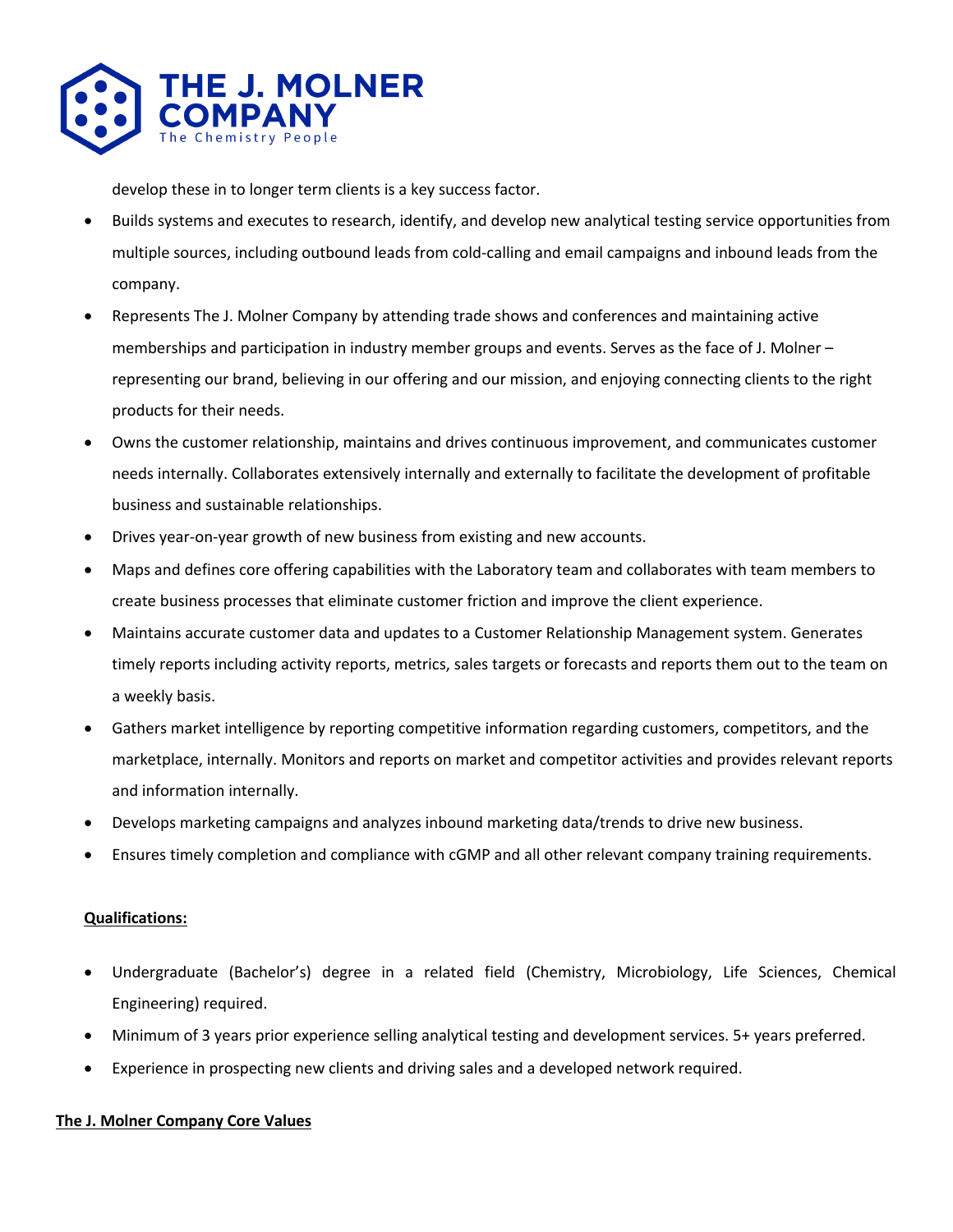develop these in to longer term clients is a key success factor.

- Builds systems and executes to research, identify, and develop new analytical testing service opportunities from multiple sources, including outbound leads from cold-calling and email campaigns and inbound leads from the company.
- Represents The J. Molner Company by attending trade shows and conferences and maintaining active memberships and participation in industry member groups and events. Serves as the face of J. Molner – representing our brand, believing in our offering and our mission, and enjoying connecting clients to the right products for their needs.
- Owns the customer relationship, maintains and drives continuous improvement, and communicates customer needs internally. Collaborates extensively internally and externally to facilitate the development of profitable business and sustainable relationships.
- Drives year-on-year growth of new business from existing and new accounts.
- Maps and defines core offering capabilities with the Laboratory team and collaborates with team members to create business processes that eliminate customer friction and improve the client experience.
- Maintains accurate customer data and updates to a Customer Relationship Management system. Generates timely reports including activity reports, metrics, sales targets or forecasts and reports them out to the team on a weekly basis.
- Gathers market intelligence by reporting competitive information regarding customers, competitors, and the marketplace, internally. Monitors and reports on market and competitor activities and provides relevant reports and information internally.
- Develops marketing campaigns and analyzes inbound marketing data/trends to drive new business.
- Ensures timely completion and compliance with cGMP and all other relevant company training requirements.

**Qualifications:**

- Undergraduate (Bachelor's) degree in a related field (Chemistry, Microbiology, Life Sciences, Chemical Engineering) required.
- Minimum of 3 years prior experience selling analytical testing and development services. 5+ years preferred.
- Experience in prospecting new clients and driving sales and a developed network required.

**The J. Molner Company Core Values**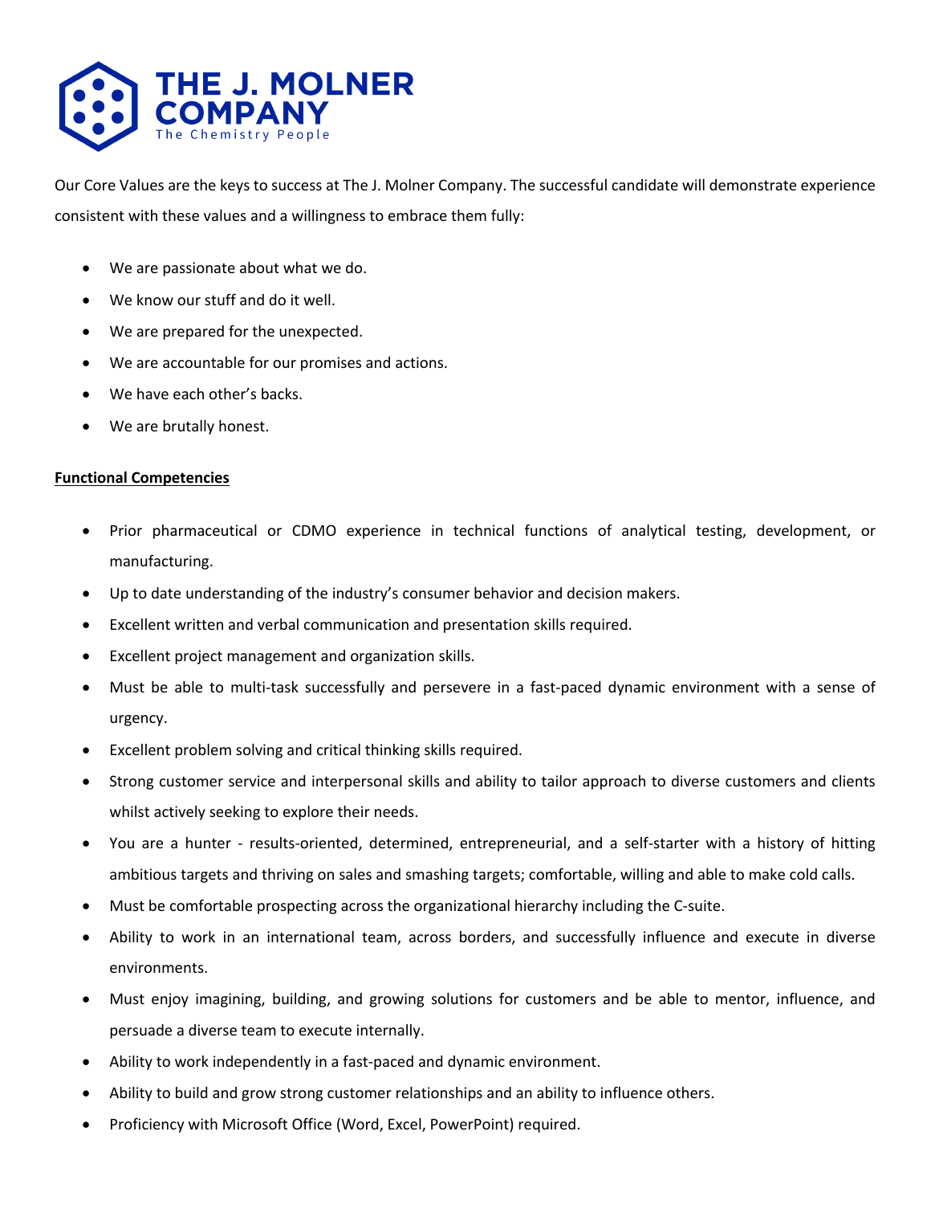Our Core Values are the keys to success at The J. Molner Company. The successful candidate will demonstrate experience consistent with these values and a willingness to embrace them fully:

- We are passionate about what we do.
- We know our stuff and do it well.
- We are prepared for the unexpected.
- We are accountable for our promises and actions.
- We have each other's backs.
- We are brutally honest.

**Functional Competencies**

- Prior pharmaceutical or CDMO experience in technical functions of analytical testing, development, or manufacturing.
- Up to date understanding of the industry's consumer behavior and decision makers.
- Excellent written and verbal communication and presentation skills required.
- Excellent project management and organization skills.
- Must be able to multi-task successfully and persevere in a fast-paced dynamic environment with a sense of urgency.
- Excellent problem solving and critical thinking skills required.
- Strong customer service and interpersonal skills and ability to tailor approach to diverse customers and clients whilst actively seeking to explore their needs.
- You are a hunter - results-oriented, determined, entrepreneurial, and a self-starter with a history of hitting ambitious targets and thriving on sales and smashing targets; comfortable, willing and able to make cold calls.
- Must be comfortable prospecting across the organizational hierarchy including the C-suite.
- Ability to work in an international team, across borders, and successfully influence and execute in diverse environments.
- Must enjoy imagining, building, and growing solutions for customers and be able to mentor, influence, and persuade a diverse team to execute internally.
- Ability to work independently in a fast-paced and dynamic environment.
- Ability to build and grow strong customer relationships and an ability to influence others.
- Proficiency with Microsoft Office (Word, Excel, PowerPoint) required.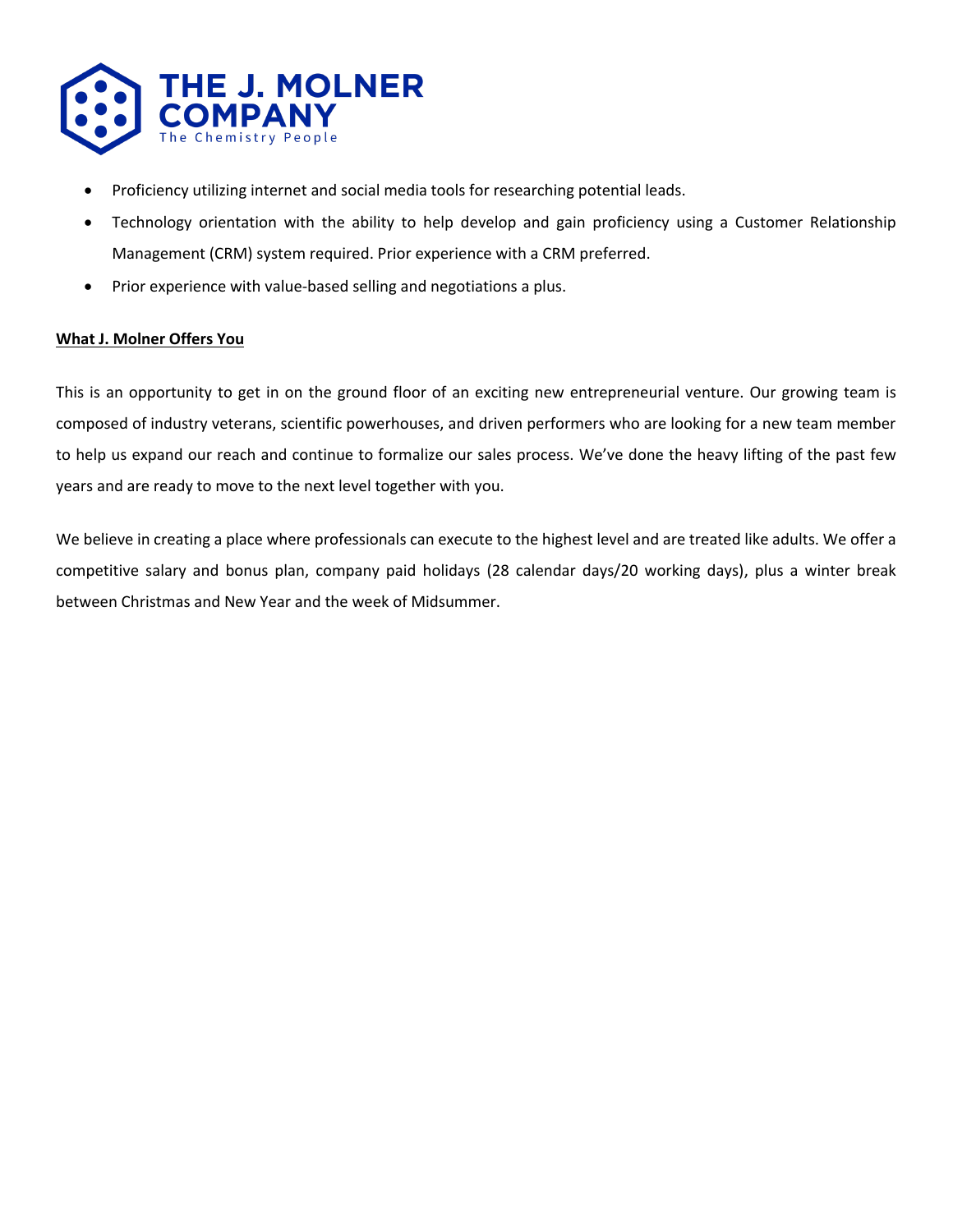- Proficiency utilizing internet and social media tools for researching potential leads.
- Technology orientation with the ability to help develop and gain proficiency using a Customer Relationship Management (CRM) system required. Prior experience with a CRM preferred.
- Prior experience with value-based selling and negotiations a plus.

**What J. Molner Offers You**

This is an opportunity to get in on the ground floor of an exciting new entrepreneurial venture. Our growing team is composed of industry veterans, scientific powerhouses, and driven performers who are looking for a new team member to help us expand our reach and continue to formalize our sales process. We've done the heavy lifting of the past few years and are ready to move to the next level together with you.

We believe in creating a place where professionals can execute to the highest level and are treated like adults. We offer a competitive salary and bonus plan, company paid holidays (28 calendar days/20 working days), plus a winter break between Christmas and New Year and the week of Midsummer.